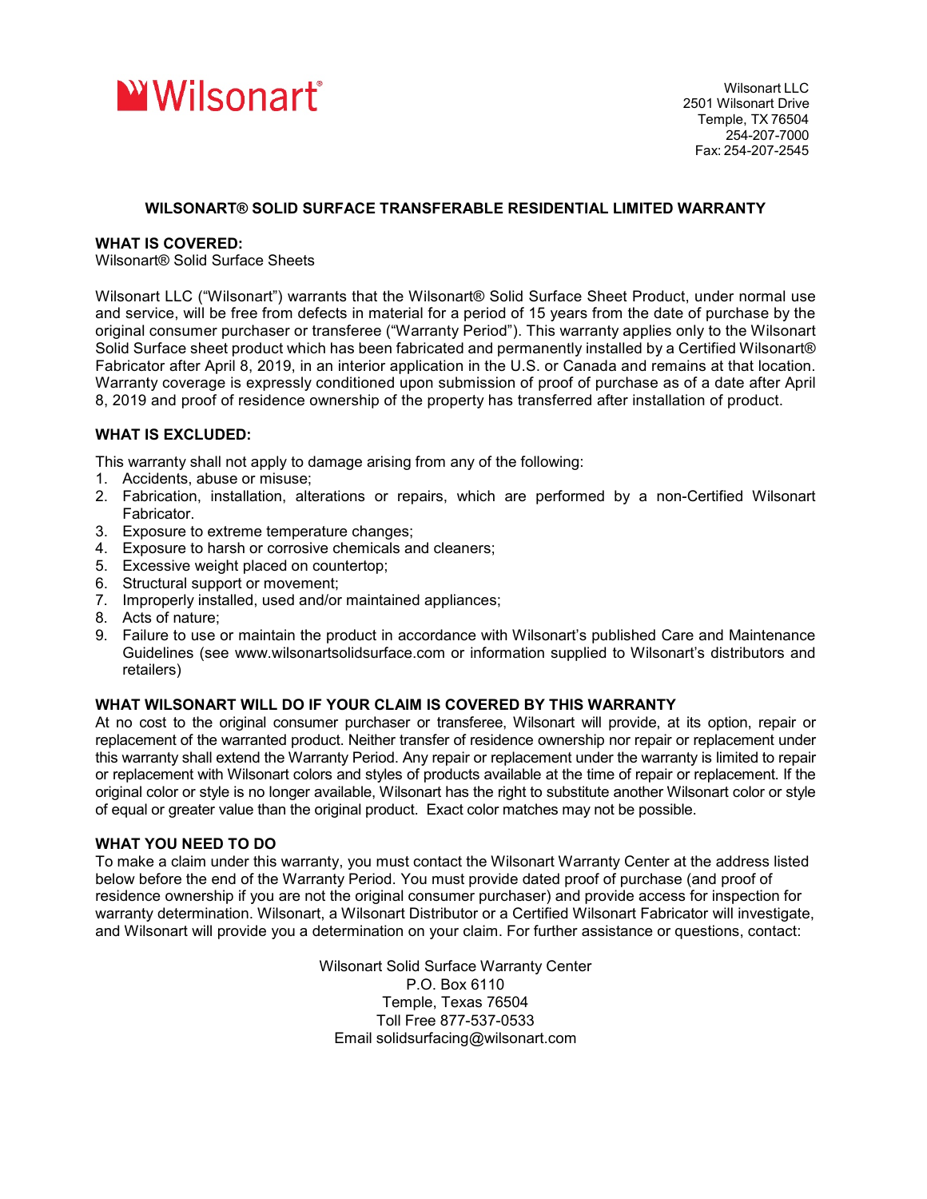Wilsonart®

Wilsonart LLC
2501 Wilsonart Drive
Temple, TX 76504
254-207-7000
Fax: 254-207-2545

# WILSONART® SOLID SURFACE TRANSFERABLE RESIDENTIAL LIMITED WARRANTY

**WHAT IS COVERED:**
Wilsonart® Solid Surface Sheets

Wilsonart LLC ("Wilsonart") warrants that the Wilsonart® Solid Surface Sheet Product, under normal use and service, will be free from defects in material for a period of 15 years from the date of purchase by the original consumer purchaser or transferee ("Warranty Period"). This warranty applies only to the Wilsonart Solid Surface sheet product which has been fabricated and permanently installed by a Certified Wilsonart® Fabricator after April 8, 2019, in an interior application in the U.S. or Canada and remains at that location. Warranty coverage is expressly conditioned upon submission of proof of purchase as of a date after April 8, 2019 and proof of residence ownership of the property has transferred after installation of product.

**WHAT IS EXCLUDED:**

This warranty shall not apply to damage arising from any of the following:

1. Accidents, abuse or misuse;
2. Fabrication, installation, alterations or repairs, which are performed by a non-Certified Wilsonart Fabricator.
3. Exposure to extreme temperature changes;
4. Exposure to harsh or corrosive chemicals and cleaners;
5. Excessive weight placed on countertop;
6. Structural support or movement;
7. Improperly installed, used and/or maintained appliances;
8. Acts of nature;
9. Failure to use or maintain the product in accordance with Wilsonart's published Care and Maintenance Guidelines (see www.wilsonartsolidsurface.com or information supplied to Wilsonart's distributors and retailers)

**WHAT WILSONART WILL DO IF YOUR CLAIM IS COVERED BY THIS WARRANTY**

At no cost to the original consumer purchaser or transferee, Wilsonart will provide, at its option, repair or replacement of the warranted product. Neither transfer of residence ownership nor repair or replacement under this warranty shall extend the Warranty Period. Any repair or replacement under the warranty is limited to repair or replacement with Wilsonart colors and styles of products available at the time of repair or replacement. If the original color or style is no longer available, Wilsonart has the right to substitute another Wilsonart color or style of equal or greater value than the original product. Exact color matches may not be possible.

**WHAT YOU NEED TO DO**

To make a claim under this warranty, you must contact the Wilsonart Warranty Center at the address listed below before the end of the Warranty Period. You must provide dated proof of purchase (and proof of residence ownership if you are not the original consumer purchaser) and provide access for inspection for warranty determination. Wilsonart, a Wilsonart Distributor or a Certified Wilsonart Fabricator will investigate, and Wilsonart will provide you a determination on your claim. For further assistance or questions, contact:

Wilsonart Solid Surface Warranty Center
P.O. Box 6110
Temple, Texas 76504
Toll Free 877-537-0533
Email solidsurfacing@wilsonart.com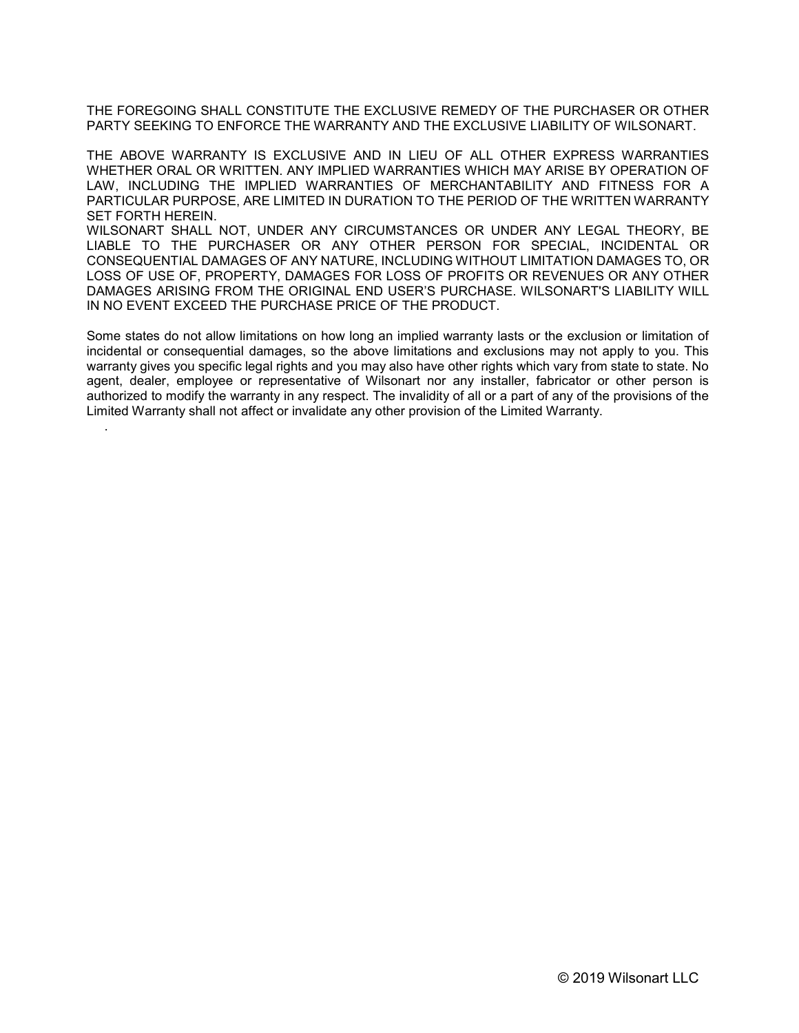THE FOREGOING SHALL CONSTITUTE THE EXCLUSIVE REMEDY OF THE PURCHASER OR OTHER PARTY SEEKING TO ENFORCE THE WARRANTY AND THE EXCLUSIVE LIABILITY OF WILSONART.

THE ABOVE WARRANTY IS EXCLUSIVE AND IN LIEU OF ALL OTHER EXPRESS WARRANTIES WHETHER ORAL OR WRITTEN. ANY IMPLIED WARRANTIES WHICH MAY ARISE BY OPERATION OF LAW, INCLUDING THE IMPLIED WARRANTIES OF MERCHANTABILITY AND FITNESS FOR A PARTICULAR PURPOSE, ARE LIMITED IN DURATION TO THE PERIOD OF THE WRITTEN WARRANTY SET FORTH HEREIN.
WILSONART SHALL NOT, UNDER ANY CIRCUMSTANCES OR UNDER ANY LEGAL THEORY, BE LIABLE TO THE PURCHASER OR ANY OTHER PERSON FOR SPECIAL, INCIDENTAL OR CONSEQUENTIAL DAMAGES OF ANY NATURE, INCLUDING WITHOUT LIMITATION DAMAGES TO, OR LOSS OF USE OF, PROPERTY, DAMAGES FOR LOSS OF PROFITS OR REVENUES OR ANY OTHER DAMAGES ARISING FROM THE ORIGINAL END USER'S PURCHASE. WILSONART'S LIABILITY WILL IN NO EVENT EXCEED THE PURCHASE PRICE OF THE PRODUCT.

Some states do not allow limitations on how long an implied warranty lasts or the exclusion or limitation of incidental or consequential damages, so the above limitations and exclusions may not apply to you. This warranty gives you specific legal rights and you may also have other rights which vary from state to state. No agent, dealer, employee or representative of Wilsonart nor any installer, fabricator or other person is authorized to modify the warranty in any respect. The invalidity of all or a part of any of the provisions of the Limited Warranty shall not affect or invalidate any other provision of the Limited Warranty.

© 2019 Wilsonart LLC